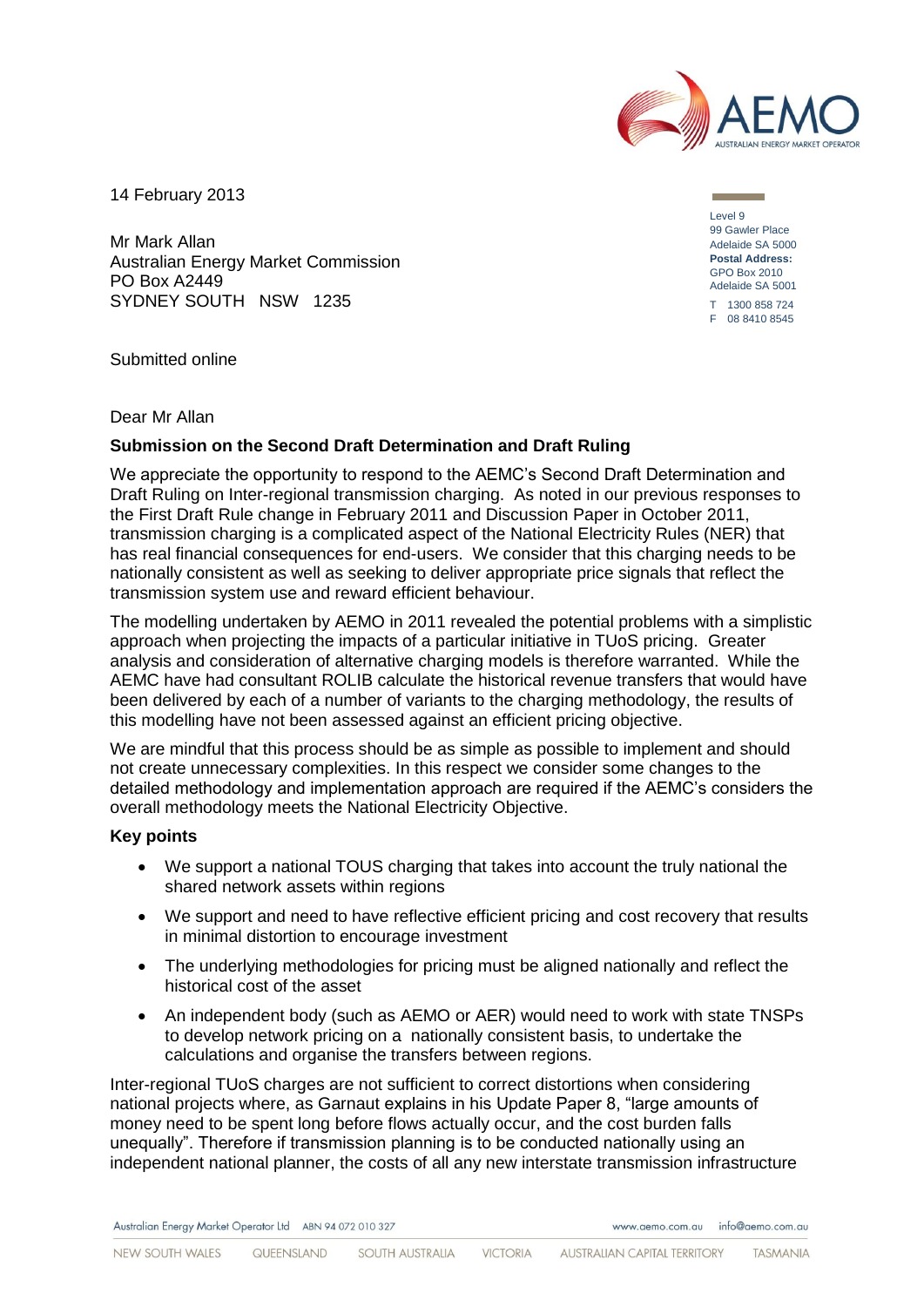14 February 2013

Mr Mark Allan
Australian Energy Market Commission
PO Box A2449
SYDNEY SOUTH NSW 1235

Level 9
99 Gawler Place
Adelaide SA 5000
**Postal Address:**
GPO Box 2010
Adelaide SA 5001
T 1300 858 724
F 08 8410 8545

Submitted online

Dear Mr Allan

**Submission on the Second Draft Determination and Draft Ruling**

We appreciate the opportunity to respond to the AEMC's Second Draft Determination and Draft Ruling on Inter-regional transmission charging. As noted in our previous responses to the First Draft Rule change in February 2011 and Discussion Paper in October 2011, transmission charging is a complicated aspect of the National Electricity Rules (NER) that has real financial consequences for end-users. We consider that this charging needs to be nationally consistent as well as seeking to deliver appropriate price signals that reflect the transmission system use and reward efficient behaviour.

The modelling undertaken by AEMO in 2011 revealed the potential problems with a simplistic approach when projecting the impacts of a particular initiative in TUoS pricing. Greater analysis and consideration of alternative charging models is therefore warranted. While the AEMC have had consultant ROLIB calculate the historical revenue transfers that would have been delivered by each of a number of variants to the charging methodology, the results of this modelling have not been assessed against an efficient pricing objective.

We are mindful that this process should be as simple as possible to implement and should not create unnecessary complexities. In this respect we consider some changes to the detailed methodology and implementation approach are required if the AEMC's considers the overall methodology meets the National Electricity Objective.

**Key points**

- We support a national TOUS charging that takes into account the truly national the shared network assets within regions
- We support and need to have reflective efficient pricing and cost recovery that results in minimal distortion to encourage investment
- The underlying methodologies for pricing must be aligned nationally and reflect the historical cost of the asset
- An independent body (such as AEMO or AER) would need to work with state TNSPs to develop network pricing on a nationally consistent basis, to undertake the calculations and organise the transfers between regions.

Inter-regional TUoS charges are not sufficient to correct distortions when considering national projects where, as Garnaut explains in his Update Paper 8, "large amounts of money need to be spent long before flows actually occur, and the cost burden falls unequally". Therefore if transmission planning is to be conducted nationally using an independent national planner, the costs of all any new interstate transmission infrastructure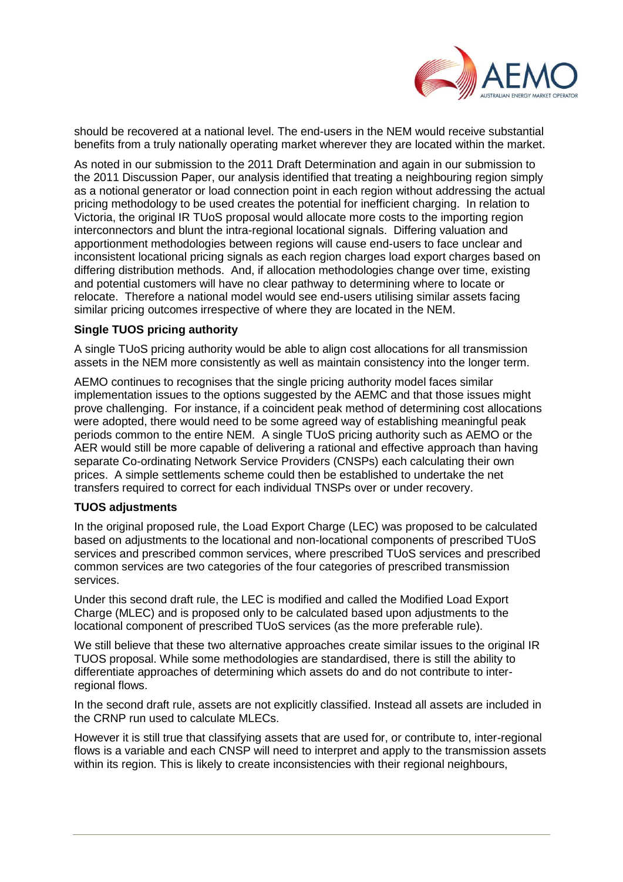should be recovered at a national level. The end-users in the NEM would receive substantial benefits from a truly nationally operating market wherever they are located within the market.

As noted in our submission to the 2011 Draft Determination and again in our submission to the 2011 Discussion Paper, our analysis identified that treating a neighbouring region simply as a notional generator or load connection point in each region without addressing the actual pricing methodology to be used creates the potential for inefficient charging. In relation to Victoria, the original IR TUoS proposal would allocate more costs to the importing region interconnectors and blunt the intra-regional locational signals. Differing valuation and apportionment methodologies between regions will cause end-users to face unclear and inconsistent locational pricing signals as each region charges load export charges based on differing distribution methods. And, if allocation methodologies change over time, existing and potential customers will have no clear pathway to determining where to locate or relocate. Therefore a national model would see end-users utilising similar assets facing similar pricing outcomes irrespective of where they are located in the NEM.

**Single TUOS pricing authority**

A single TUoS pricing authority would be able to align cost allocations for all transmission assets in the NEM more consistently as well as maintain consistency into the longer term.

AEMO continues to recognises that the single pricing authority model faces similar implementation issues to the options suggested by the AEMC and that those issues might prove challenging. For instance, if a coincident peak method of determining cost allocations were adopted, there would need to be some agreed way of establishing meaningful peak periods common to the entire NEM. A single TUoS pricing authority such as AEMO or the AER would still be more capable of delivering a rational and effective approach than having separate Co-ordinating Network Service Providers (CNSPs) each calculating their own prices. A simple settlements scheme could then be established to undertake the net transfers required to correct for each individual TNSPs over or under recovery.

**TUOS adjustments**

In the original proposed rule, the Load Export Charge (LEC) was proposed to be calculated based on adjustments to the locational and non-locational components of prescribed TUoS services and prescribed common services, where prescribed TUoS services and prescribed common services are two categories of the four categories of prescribed transmission services.

Under this second draft rule, the LEC is modified and called the Modified Load Export Charge (MLEC) and is proposed only to be calculated based upon adjustments to the locational component of prescribed TUoS services (as the more preferable rule).

We still believe that these two alternative approaches create similar issues to the original IR TUOS proposal. While some methodologies are standardised, there is still the ability to differentiate approaches of determining which assets do and do not contribute to inter-regional flows.

In the second draft rule, assets are not explicitly classified. Instead all assets are included in the CRNP run used to calculate MLECs.

However it is still true that classifying assets that are used for, or contribute to, inter-regional flows is a variable and each CNSP will need to interpret and apply to the transmission assets within its region. This is likely to create inconsistencies with their regional neighbours,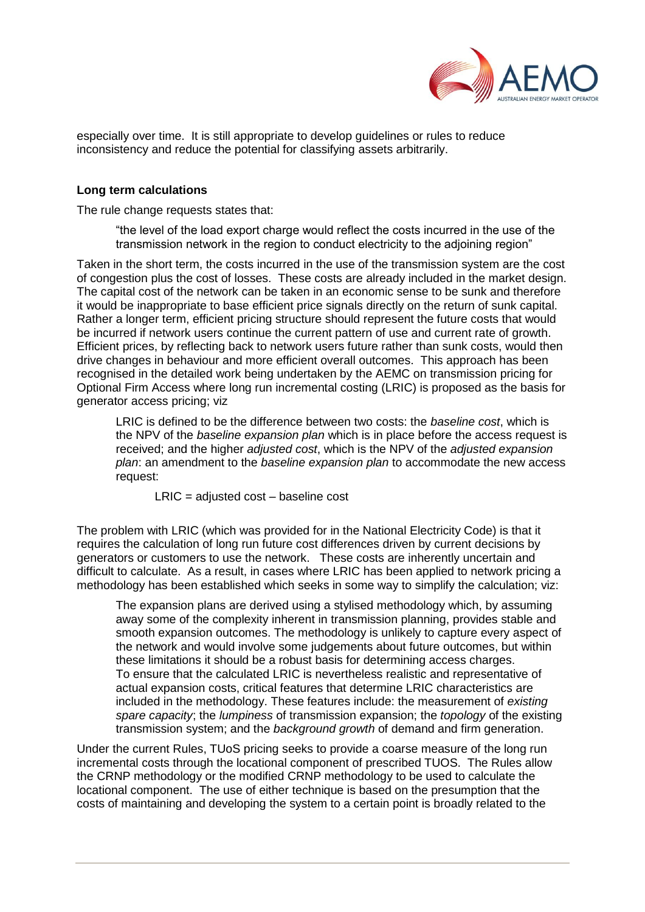especially over time. It is still appropriate to develop guidelines or rules to reduce inconsistency and reduce the potential for classifying assets arbitrarily.

**Long term calculations**

The rule change requests states that:

> "the level of the load export charge would reflect the costs incurred in the use of the transmission network in the region to conduct electricity to the adjoining region"

Taken in the short term, the costs incurred in the use of the transmission system are the cost of congestion plus the cost of losses. These costs are already included in the market design. The capital cost of the network can be taken in an economic sense to be sunk and therefore it would be inappropriate to base efficient price signals directly on the return of sunk capital. Rather a longer term, efficient pricing structure should represent the future costs that would be incurred if network users continue the current pattern of use and current rate of growth. Efficient prices, by reflecting back to network users future rather than sunk costs, would then drive changes in behaviour and more efficient overall outcomes. This approach has been recognised in the detailed work being undertaken by the AEMC on transmission pricing for Optional Firm Access where long run incremental costing (LRIC) is proposed as the basis for generator access pricing; viz

> LRIC is defined to be the difference between two costs: the *baseline cost*, which is the NPV of the *baseline expansion plan* which is in place before the access request is received; and the higher *adjusted cost*, which is the NPV of the *adjusted expansion plan*: an amendment to the *baseline expansion plan* to accommodate the new access request:
>
> LRIC = adjusted cost – baseline cost

The problem with LRIC (which was provided for in the National Electricity Code) is that it requires the calculation of long run future cost differences driven by current decisions by generators or customers to use the network. These costs are inherently uncertain and difficult to calculate. As a result, in cases where LRIC has been applied to network pricing a methodology has been established which seeks in some way to simplify the calculation; viz:

> The expansion plans are derived using a stylised methodology which, by assuming away some of the complexity inherent in transmission planning, provides stable and smooth expansion outcomes. The methodology is unlikely to capture every aspect of the network and would involve some judgements about future outcomes, but within these limitations it should be a robust basis for determining access charges.
> To ensure that the calculated LRIC is nevertheless realistic and representative of actual expansion costs, critical features that determine LRIC characteristics are included in the methodology. These features include: the measurement of *existing spare capacity*; the *lumpiness* of transmission expansion; the *topology* of the existing transmission system; and the *background growth* of demand and firm generation.

Under the current Rules, TUoS pricing seeks to provide a coarse measure of the long run incremental costs through the locational component of prescribed TUOS. The Rules allow the CRNP methodology or the modified CRNP methodology to be used to calculate the locational component. The use of either technique is based on the presumption that the costs of maintaining and developing the system to a certain point is broadly related to the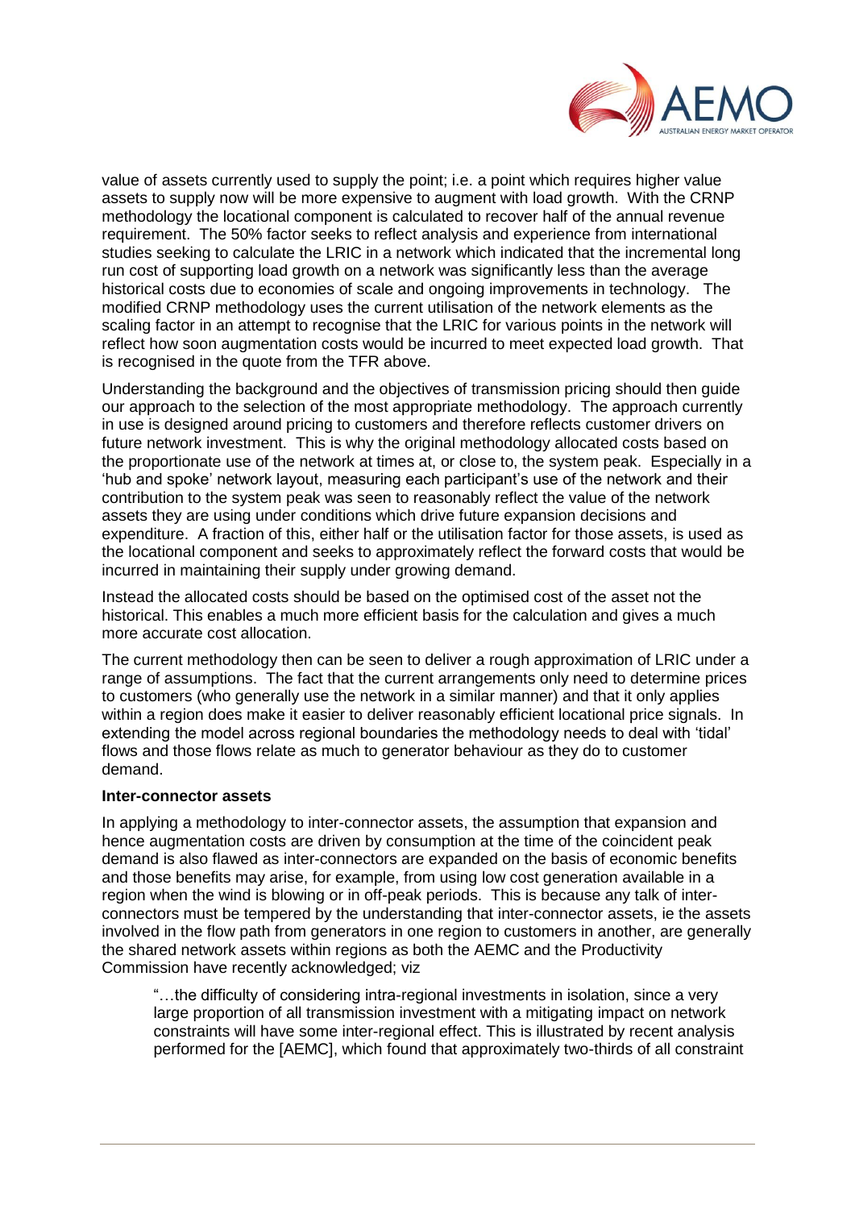value of assets currently used to supply the point; i.e. a point which requires higher value assets to supply now will be more expensive to augment with load growth. With the CRNP methodology the locational component is calculated to recover half of the annual revenue requirement. The 50% factor seeks to reflect analysis and experience from international studies seeking to calculate the LRIC in a network which indicated that the incremental long run cost of supporting load growth on a network was significantly less than the average historical costs due to economies of scale and ongoing improvements in technology. The modified CRNP methodology uses the current utilisation of the network elements as the scaling factor in an attempt to recognise that the LRIC for various points in the network will reflect how soon augmentation costs would be incurred to meet expected load growth. That is recognised in the quote from the TFR above.

Understanding the background and the objectives of transmission pricing should then guide our approach to the selection of the most appropriate methodology. The approach currently in use is designed around pricing to customers and therefore reflects customer drivers on future network investment. This is why the original methodology allocated costs based on the proportionate use of the network at times at, or close to, the system peak. Especially in a 'hub and spoke' network layout, measuring each participant's use of the network and their contribution to the system peak was seen to reasonably reflect the value of the network assets they are using under conditions which drive future expansion decisions and expenditure. A fraction of this, either half or the utilisation factor for those assets, is used as the locational component and seeks to approximately reflect the forward costs that would be incurred in maintaining their supply under growing demand.

Instead the allocated costs should be based on the optimised cost of the asset not the historical. This enables a much more efficient basis for the calculation and gives a much more accurate cost allocation.

The current methodology then can be seen to deliver a rough approximation of LRIC under a range of assumptions. The fact that the current arrangements only need to determine prices to customers (who generally use the network in a similar manner) and that it only applies within a region does make it easier to deliver reasonably efficient locational price signals. In extending the model across regional boundaries the methodology needs to deal with 'tidal' flows and those flows relate as much to generator behaviour as they do to customer demand.

**Inter-connector assets**

In applying a methodology to inter-connector assets, the assumption that expansion and hence augmentation costs are driven by consumption at the time of the coincident peak demand is also flawed as inter-connectors are expanded on the basis of economic benefits and those benefits may arise, for example, from using low cost generation available in a region when the wind is blowing or in off-peak periods. This is because any talk of inter-connectors must be tempered by the understanding that inter-connector assets, ie the assets involved in the flow path from generators in one region to customers in another, are generally the shared network assets within regions as both the AEMC and the Productivity Commission have recently acknowledged; viz

> "…the difficulty of considering intra-regional investments in isolation, since a very large proportion of all transmission investment with a mitigating impact on network constraints will have some inter-regional effect. This is illustrated by recent analysis performed for the [AEMC], which found that approximately two-thirds of all constraint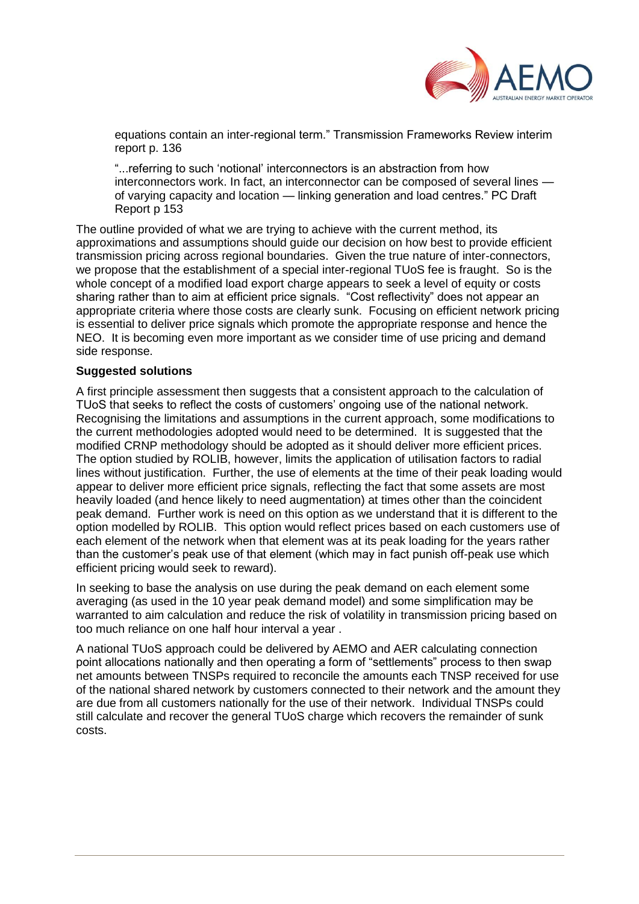equations contain an inter-regional term." Transmission Frameworks Review interim report p. 136

"...referring to such 'notional' interconnectors is an abstraction from how interconnectors work. In fact, an interconnector can be composed of several lines — of varying capacity and location — linking generation and load centres." PC Draft Report p 153

The outline provided of what we are trying to achieve with the current method, its approximations and assumptions should guide our decision on how best to provide efficient transmission pricing across regional boundaries. Given the true nature of inter-connectors, we propose that the establishment of a special inter-regional TUoS fee is fraught. So is the whole concept of a modified load export charge appears to seek a level of equity or costs sharing rather than to aim at efficient price signals. "Cost reflectivity" does not appear an appropriate criteria where those costs are clearly sunk. Focusing on efficient network pricing is essential to deliver price signals which promote the appropriate response and hence the NEO. It is becoming even more important as we consider time of use pricing and demand side response.

**Suggested solutions**

A first principle assessment then suggests that a consistent approach to the calculation of TUoS that seeks to reflect the costs of customers' ongoing use of the national network. Recognising the limitations and assumptions in the current approach, some modifications to the current methodologies adopted would need to be determined. It is suggested that the modified CRNP methodology should be adopted as it should deliver more efficient prices. The option studied by ROLIB, however, limits the application of utilisation factors to radial lines without justification. Further, the use of elements at the time of their peak loading would appear to deliver more efficient price signals, reflecting the fact that some assets are most heavily loaded (and hence likely to need augmentation) at times other than the coincident peak demand. Further work is need on this option as we understand that it is different to the option modelled by ROLIB. This option would reflect prices based on each customers use of each element of the network when that element was at its peak loading for the years rather than the customer's peak use of that element (which may in fact punish off-peak use which efficient pricing would seek to reward).

In seeking to base the analysis on use during the peak demand on each element some averaging (as used in the 10 year peak demand model) and some simplification may be warranted to aim calculation and reduce the risk of volatility in transmission pricing based on too much reliance on one half hour interval a year .

A national TUoS approach could be delivered by AEMO and AER calculating connection point allocations nationally and then operating a form of "settlements" process to then swap net amounts between TNSPs required to reconcile the amounts each TNSP received for use of the national shared network by customers connected to their network and the amount they are due from all customers nationally for the use of their network. Individual TNSPs could still calculate and recover the general TUoS charge which recovers the remainder of sunk costs.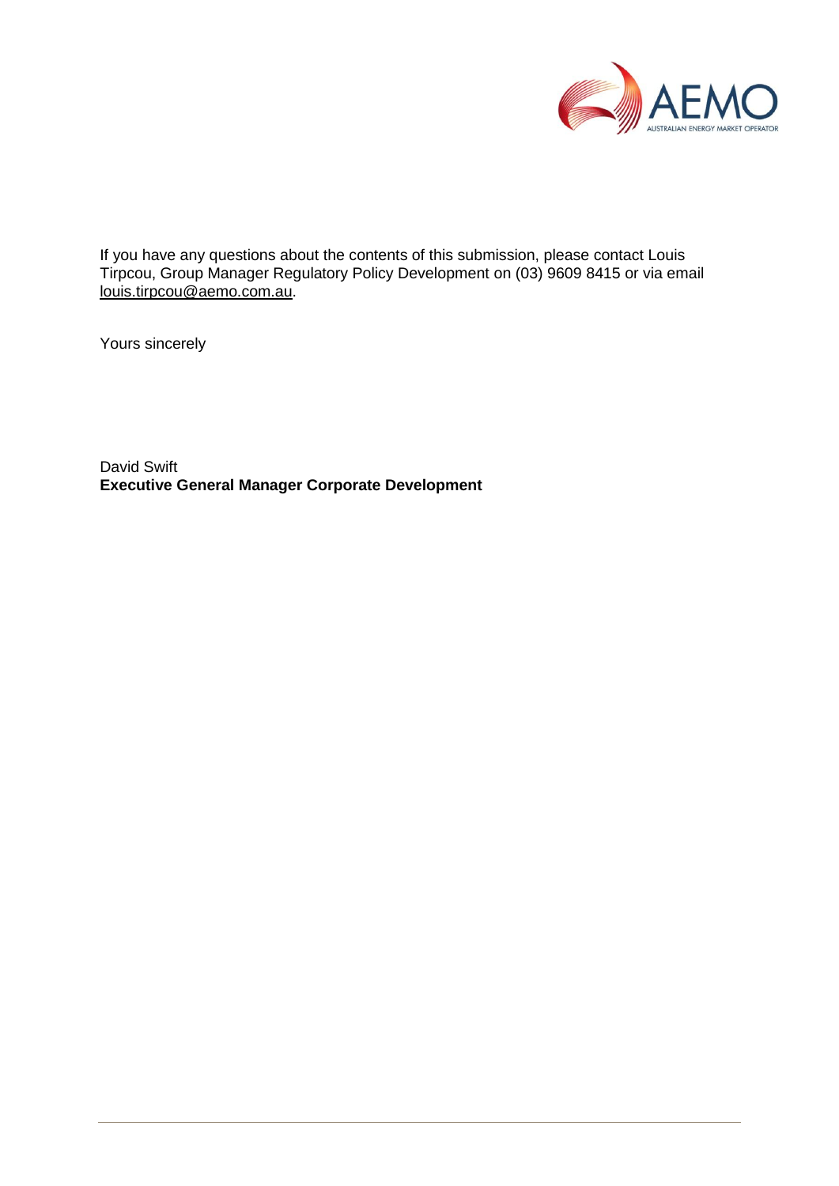If you have any questions about the contents of this submission, please contact Louis Tirpcou, Group Manager Regulatory Policy Development on (03) 9609 8415 or via email louis.tirpcou@aemo.com.au.

Yours sincerely

David Swift
**Executive General Manager Corporate Development**